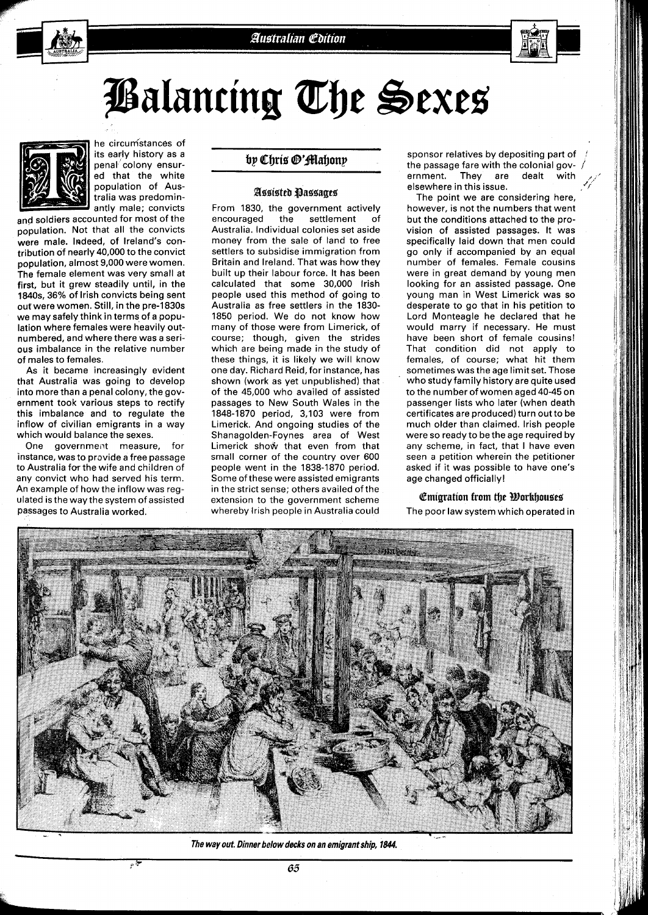# Balancing The Sexes

by Chris O'Mahony

The circumstances of its early history as a penal colony ensured that the white population of Australia was predominantly male; convicts and soldiers accounted for most of the population. Not that all the convicts were male. Indeed, of Ireland's contribution of nearly 40,000 to the convict population, almost 9,000 were women. The female element was very small at first, but it grew steadily until, in the 1840s, 36% of Irish convicts being sent out were women. Still, in the pre-1830s we may safely think in terms of a population where females were heavily outnumbered, and where there was a serious imbalance in the relative number of males to females.

As it became increasingly evident that Australia was going to develop into more than a penal colony, the government took various steps to rectify this imbalance and to regulate the inflow of civilian emigrants in a way which would balance the sexes.

One government measure, for instance, was to provide a free passage to Australia for the wife and children of any convict who had served his term. An example of how the inflow was regulated is the way the system of assisted passages to Australia worked.

## Assisted Passages

From 1830, the government actively encouraged the settlement of Australia. Individual colonies set aside money from the sale of land to free settlers to subsidise immigration from Britain and Ireland. That was how they built up their labour force. It has been calculated that some 30,000 Irish people used this method of going to Australia as free settlers in the 1830-1850 period. We do not know how many of those were from Limerick, of course; though, given the strides which are being made in the study of these things, it is likely we will know one day. Richard Reid, for instance, has shown (work as yet unpublished) that of the 45,000 who availed of assisted passages to New South Wales in the 1848-1870 period, 3,103 were from Limerick. And ongoing studies of the Shanagolden-Foynes area of West Limerick show that even from that small corner of the country over 600 people went in the 1838-1870 period. Some of these were assisted emigrants in the strict sense; others availed of the extension to the government scheme whereby Irish people in Australia could sponsor relatives by depositing part of the passage fare with the colonial government. They are dealt with elsewhere in this issue.

The point we are considering here, however, is not the numbers that went but the conditions attached to the provision of assisted passages. It was specifically laid down that men could go only if accompanied by an equal number of females. Female cousins were in great demand by young men looking for an assisted passage. One young man in West Limerick was so desperate to go that in his petition to Lord Monteagle he declared that he would marry if necessary. He must have been short of female cousins! That condition did not apply to females, of course; what hit them sometimes was the age limit set. Those who study family history are quite used to the number of women aged 40-45 on passenger lists who later (when death certificates are produced) turn out to be much older than claimed. Irish people were so ready to be the age required by any scheme, in fact, that I have even seen a petition wherein the petitioner asked if it was possible to have one's age changed officially!

## Emigration from the Workhouses

The poor law system which operated in

*The way out. Dinner below decks on an emigrant ship, 1844.*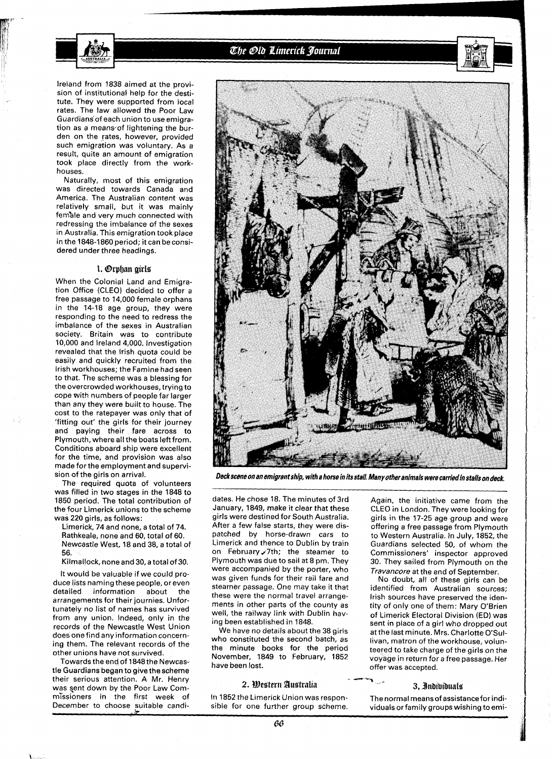Ireland from 1838 aimed at the provision of institutional help for the destitute. They were supported from local rates. The law allowed the Poor Law Guardians of each union to use emigration as a means of lightening the burden on the rates, however, provided such emigration was voluntary. As a result, quite an amount of emigration took place directly from the workhouses.

Naturally, most of this emigration was directed towards Canada and America. The Australian content was relatively small, but it was mainly female and very much connected with redressing the imbalance of the sexes in Australia. This emigration took place in the 1848-1860 period; it can be considered under three headings.

### 1. Orphan girls

When the Colonial Land and Emigration Office (CLEO) decided to offer a free passage to 14,000 female orphans in the 14-18 age group, they were responding to the need to redress the imbalance of the sexes in Australian society. Britain was to contribute 10,000 and Ireland 4,000. Investigation revealed that the Irish quota could be easily and quickly recruited from the Irish workhouses; the Famine had seen to that. The scheme was a blessing for the overcrowded workhouses, trying to cope with numbers of people far larger than any they were built to house. The cost to the ratepayer was only that of 'fitting out' the girls for their journey and paying their fare across to Plymouth, where all the boats left from. Conditions aboard ship were excellent for the time, and provision was also made for the employment and supervision of the girls on arrival.

The required quota of volunteers was filled in two stages in the 1848 to 1850 period. The total contribution of the four Limerick unions to the scheme was 220 girls, as follows:

Limerick, 74 and none, a total of 74.
Rathkeale, none and 60, total of 60.
Newcastle West, 18 and 38, a total of 56.
Kilmallock, none and 30, a total of 30.

It would be valuable if we could produce lists naming these people, or even detailed information about the arrangements for their journies. Unfortunately no list of names has survived from any union. Indeed, only in the records of the Newcastle West Union does one find any information concerning them. The relevant records of the other unions have not survived.

Towards the end of 1848 the Newcastle Guardians began to give the scheme their serious attention. A Mr. Henry was sent down by the Poor Law Commissioners in the first week of December to choose suitable candidates. He chose 18. The minutes of 3rd January, 1849, make it clear that these girls were destined for South Australia. After a few false starts, they were dispatched by horse-drawn cars to Limerick and thence to Dublin by train on February 7th; the steamer to Plymouth was due to sail at 8 pm. They were accompanied by the porter, who was given funds for their rail fare and steamer passage. One may take it that these were the normal travel arrangements in other parts of the county as well, the railway link with Dublin having been established in 1848.

We have no details about the 38 girls who constituted the second batch, as the minute books for the period November, 1849 to February, 1852 have been lost.

*Deck scene on an emigrant ship, with a horse in its stall. Many other animals were carried in stalls on deck.*

### 2. Western Australia

In 1852 the Limerick Union was responsible for one further group scheme. Again, the initiative came from the CLEO in London. They were looking for girls in the 17-25 age group and were offering a free passage from Plymouth to Western Australia. In July, 1852, the Guardians selected 50, of whom the Commissioners' inspector approved 30. They sailed from Plymouth on the *Travancore* at the end of September.

No doubt, all of these girls can be identified from Australian sources; Irish sources have preserved the identity of only one of them: Mary O'Brien of Limerick Electoral Division (ED) was sent in place of a girl who dropped out at the last minute. Mrs. Charlotte O'Sullivan, matron of the workhouse, volunteered to take charge of the girls on the voyage in return for a free passage. Her offer was accepted.

### 3. Individuals

The normal means of assistance for individuals or family groups wishing to emi-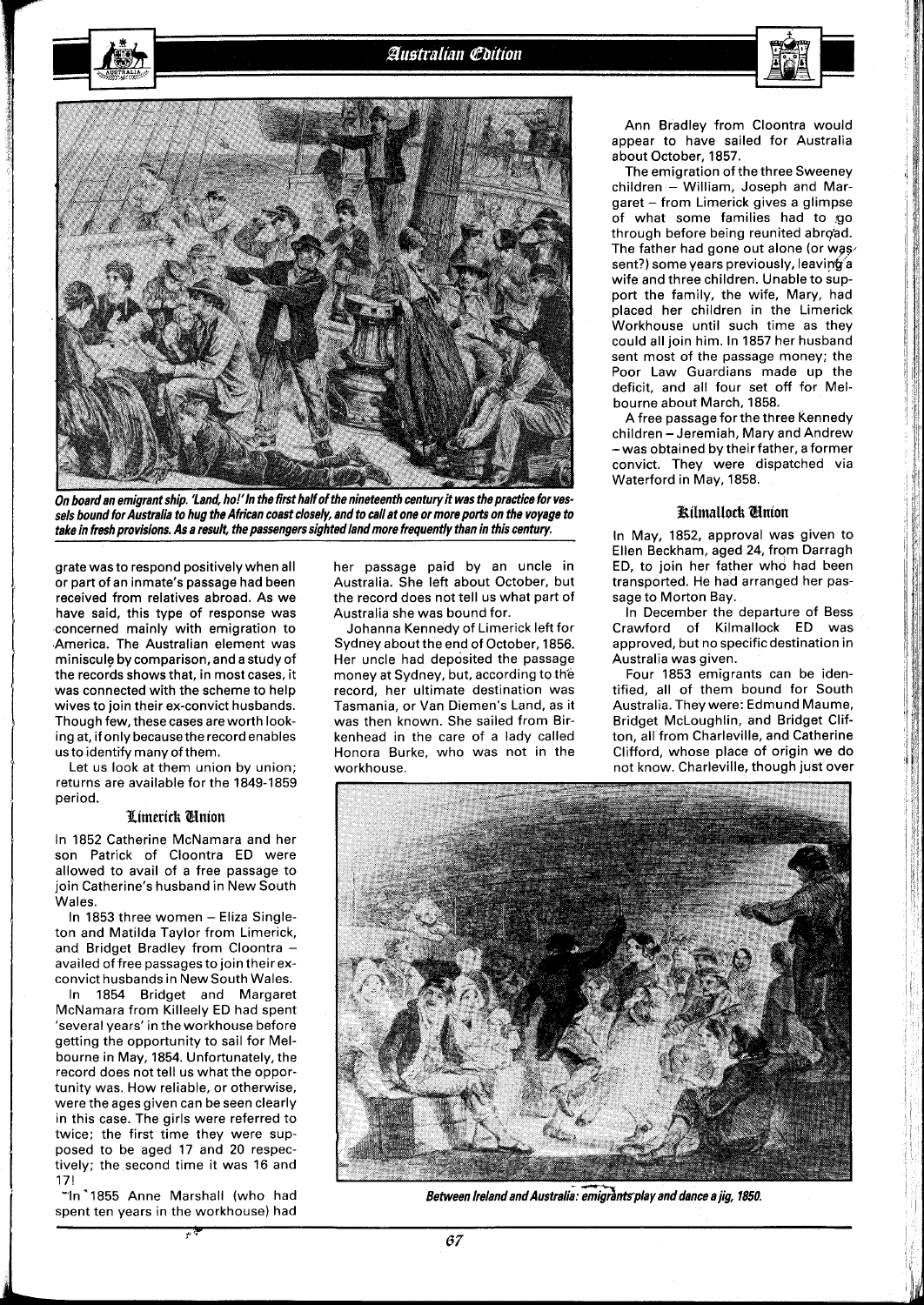*On board an emigrant ship. 'Land, ho!' In the first half of the nineteenth century it was the practice for vessels bound for Australia to hug the African coast closely, and to call at one or more ports on the voyage to take in fresh provisions. As a result, the passengers sighted land more frequently than in this century.*

grate was to respond positively when all or part of an inmate's passage had been received from relatives abroad. As we have said, this type of response was concerned mainly with emigration to America. The Australian element was miniscule by comparison, and a study of the records shows that, in most cases, it was connected with the scheme to help wives to join their ex-convict husbands. Though few, these cases are worth looking at, if only because the record enables us to identify many of them.

Let us look at them union by union; returns are available for the 1849-1859 period.

### Limerick Union

In 1852 Catherine McNamara and her son Patrick of Cloontra ED were allowed to avail of a free passage to join Catherine's husband in New South Wales.

In 1853 three women – Eliza Singleton and Matilda Taylor from Limerick, and Bridget Bradley from Cloontra – availed of free passages to join their ex-convict husbands in New South Wales.

In 1854 Bridget and Margaret McNamara from Killeely ED had spent 'several years' in the workhouse before getting the opportunity to sail for Melbourne in May, 1854. Unfortunately, the record does not tell us what the opportunity was. How reliable, or otherwise, were the ages given can be seen clearly in this case. The girls were referred to twice; the first time they were supposed to be aged 17 and 20 respectively; the second time it was 16 and 17!

In 1855 Anne Marshall (who had spent ten years in the workhouse) had her passage paid by an uncle in Australia. She left about October, but the record does not tell us what part of Australia she was bound for.

Johanna Kennedy of Limerick left for Sydney about the end of October, 1856. Her uncle had deposited the passage money at Sydney, but, according to the record, her ultimate destination was Tasmania, or Van Diemen's Land, as it was then known. She sailed from Birkenhead in the care of a lady called Honora Burke, who was not in the workhouse.

Ann Bradley from Cloontra would appear to have sailed for Australia about October, 1857.

The emigration of the three Sweeney children – William, Joseph and Margaret – from Limerick gives a glimpse of what some families had to go through before being reunited abroad. The father had gone out alone (or was sent?) some years previously, leaving a wife and three children. Unable to support the family, the wife, Mary, had placed her children in the Limerick Workhouse until such time as they could all join him. In 1857 her husband sent most of the passage money; the Poor Law Guardians made up the deficit, and all four set off for Melbourne about March, 1858.

A free passage for the three Kennedy children – Jeremiah, Mary and Andrew – was obtained by their father, a former convict. They were dispatched via Waterford in May, 1858.

### Kilmallock Union

In May, 1852, approval was given to Ellen Beckham, aged 24, from Darragh ED, to join her father who had been transported. He had arranged her passage to Morton Bay.

In December the departure of Bess Crawford of Kilmallock ED was approved, but no specific destination in Australia was given.

Four 1853 emigrants can be identified, all of them bound for South Australia. They were: Edmund Maume, Bridget McLoughlin, and Bridget Clifton, all from Charleville, and Catherine Clifford, whose place of origin we do not know. Charleville, though just over

*Between Ireland and Australia: emigrants play and dance a jig, 1850.*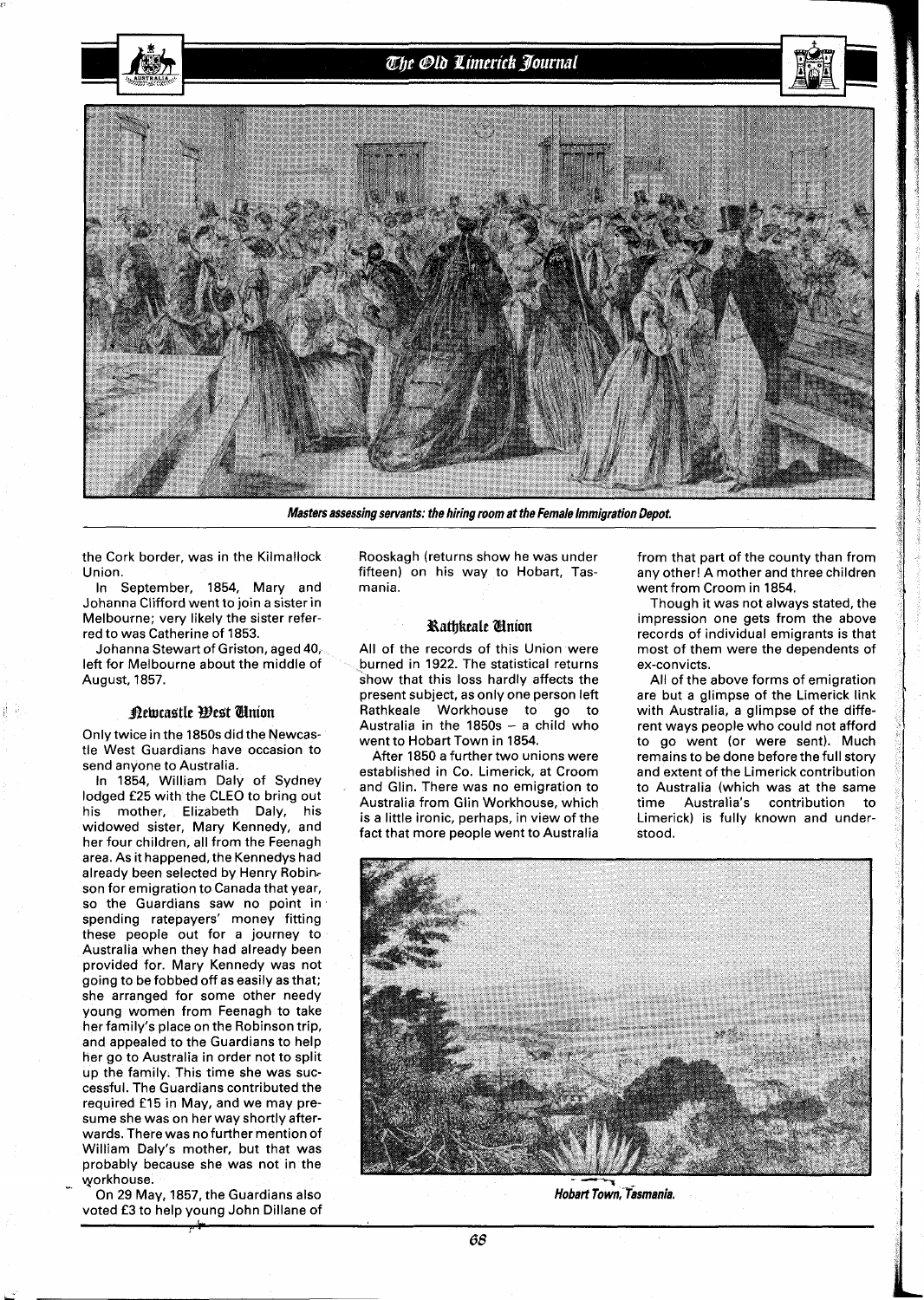Masters assessing servants: the hiring room at the Female Immigration Depot.

the Cork border, was in the Kilmallock Union.

In September, 1854, Mary and Johanna Clifford went to join a sister in Melbourne; very likely the sister referred to was Catherine of 1853.

Johanna Stewart of Griston, aged 40, left for Melbourne about the middle of August, 1857.

### Newcastle West Union

Only twice in the 1850s did the Newcastle West Guardians have occasion to send anyone to Australia.

In 1854, William Daly of Sydney lodged £25 with the CLEO to bring out his mother, Elizabeth Daly, his widowed sister, Mary Kennedy, and her four children, all from the Feenagh area. As it happened, the Kennedys had already been selected by Henry Robinson for emigration to Canada that year, so the Guardians saw no point in spending ratepayers' money fitting these people out for a journey to Australia when they had already been provided for. Mary Kennedy was not going to be fobbed off as easily as that; she arranged for some other needy young women from Feenagh to take her family's place on the Robinson trip, and appealed to the Guardians to help her go to Australia in order not to split up the family. This time she was successful. The Guardians contributed the required £15 in May, and we may presume she was on her way shortly afterwards. There was no further mention of William Daly's mother, but that was probably because she was not in the workhouse.

On 29 May, 1857, the Guardians also voted £3 to help young John Dillane of Rooskagh (returns show he was under fifteen) on his way to Hobart, Tasmania.

### Rathkeale Union

All of the records of this Union were burned in 1922. The statistical returns show that this loss hardly affects the present subject, as only one person left Rathkeale Workhouse to go to Australia in the 1850s – a child who went to Hobart Town in 1854.

After 1850 a further two unions were established in Co. Limerick, at Croom and Glin. There was no emigration to Australia from Glin Workhouse, which is a little ironic, perhaps, in view of the fact that more people went to Australia from that part of the county than from any other! A mother and three children went from Croom in 1854.

Though it was not always stated, the impression one gets from the above records of individual emigrants is that most of them were the dependents of ex-convicts.

All of the above forms of emigration are but a glimpse of the Limerick link with Australia, a glimpse of the different ways people who could not afford to go went (or were sent). Much remains to be done before the full story and extent of the Limerick contribution to Australia (which was at the same time Australia's contribution to Limerick) is fully known and understood.

Hobart Town, Tasmania.